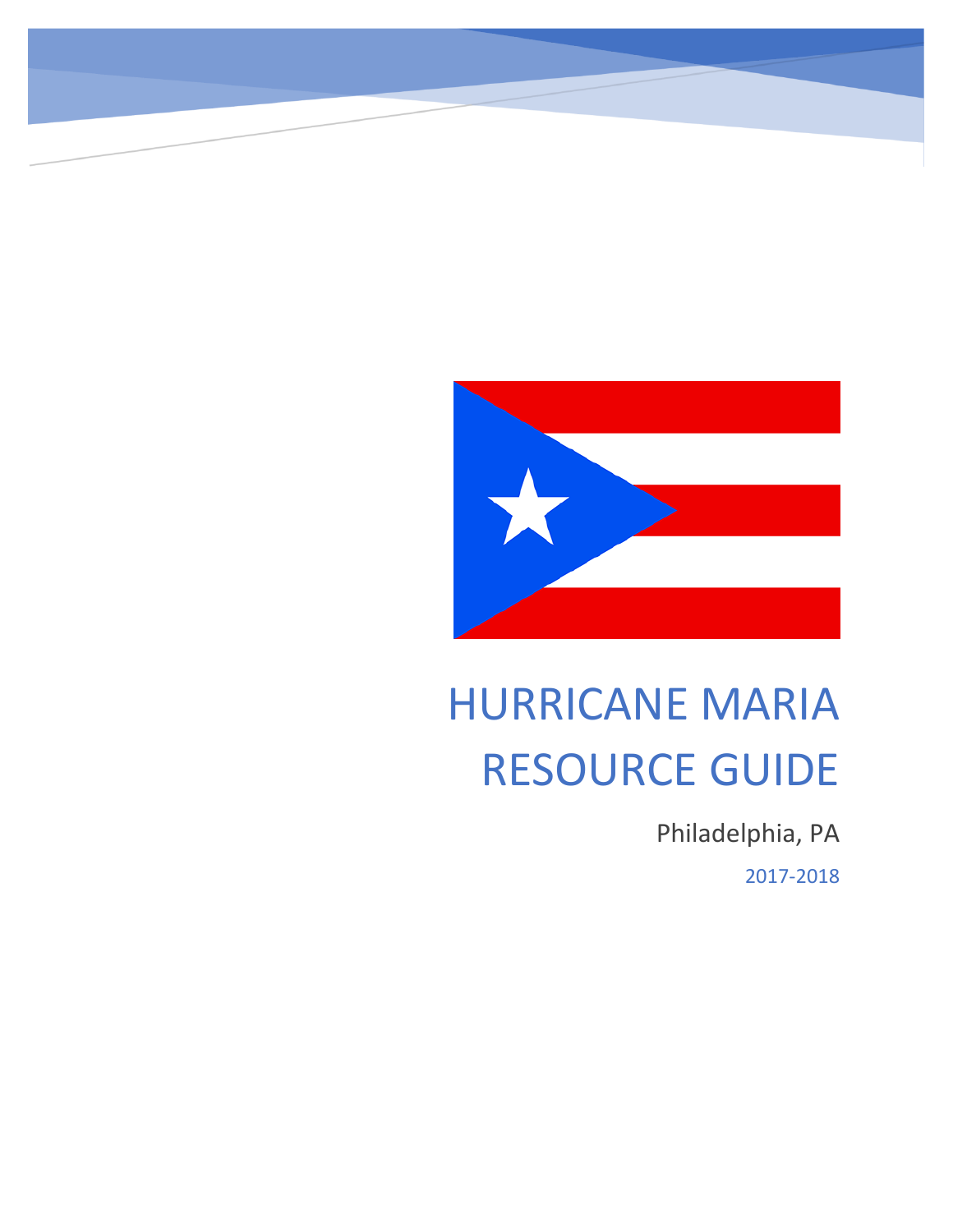# HURRICANE MARIA RESOURCE GUIDE

Philadelphia, PA

2017-2018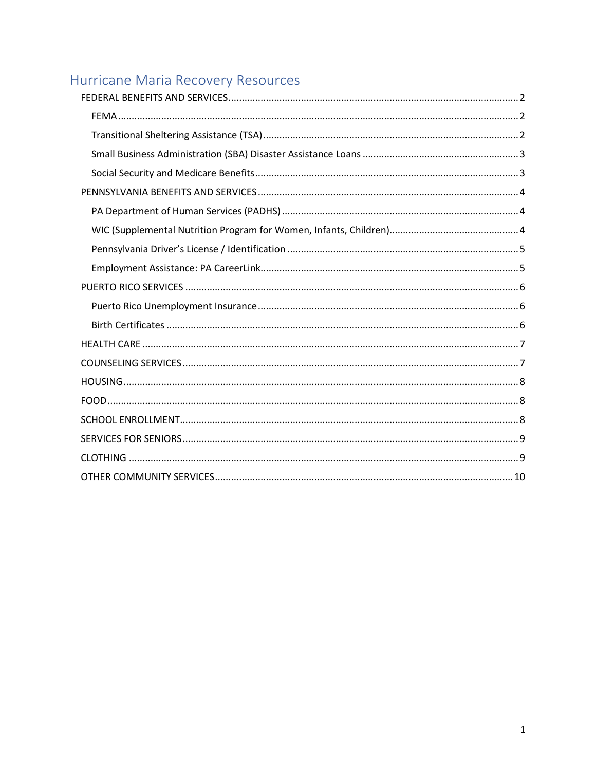# Hurricane Maria Recovery Resources

- FEDERAL BENEFITS AND SERVICES .......... 2
  - FEMA .......... 2
  - Transitional Sheltering Assistance (TSA) .......... 2
  - Small Business Administration (SBA) Disaster Assistance Loans .......... 3
  - Social Security and Medicare Benefits .......... 3
- PENNSYLVANIA BENEFITS AND SERVICES .......... 4
  - PA Department of Human Services (PADHS) .......... 4
  - WIC (Supplemental Nutrition Program for Women, Infants, Children) .......... 4
  - Pennsylvania Driver's License / Identification .......... 5
  - Employment Assistance: PA CareerLink .......... 5
- PUERTO RICO SERVICES .......... 6
  - Puerto Rico Unemployment Insurance .......... 6
  - Birth Certificates .......... 6
- HEALTH CARE .......... 7
- COUNSELING SERVICES .......... 7
- HOUSING .......... 8
- FOOD .......... 8
- SCHOOL ENROLLMENT .......... 8
- SERVICES FOR SENIORS .......... 9
- CLOTHING .......... 9
- OTHER COMMUNITY SERVICES .......... 10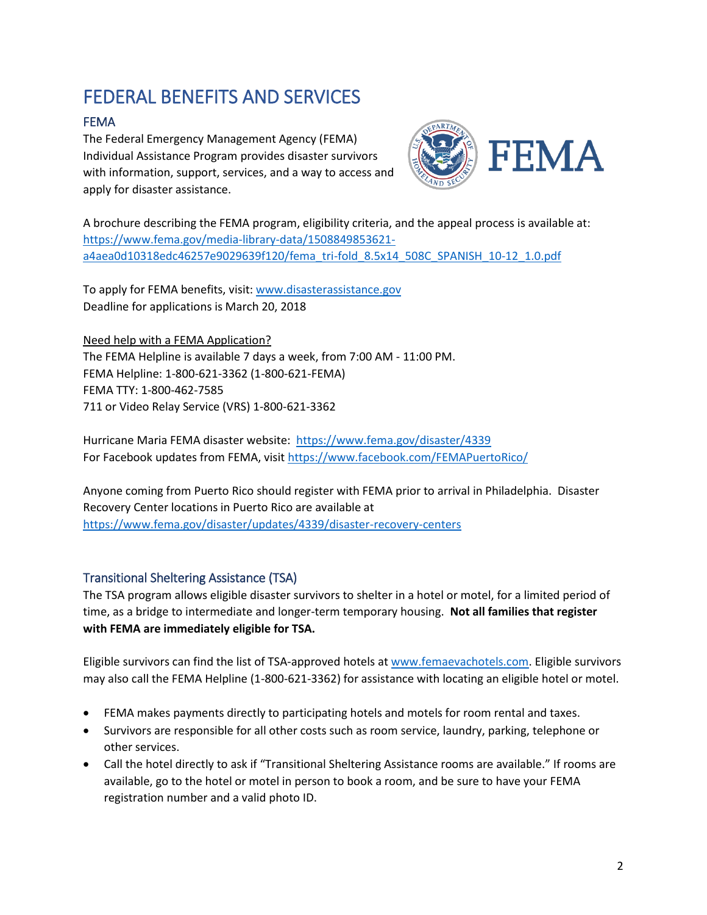# FEDERAL BENEFITS AND SERVICES

## FEMA

The Federal Emergency Management Agency (FEMA) Individual Assistance Program provides disaster survivors with information, support, services, and a way to access and apply for disaster assistance.

A brochure describing the FEMA program, eligibility criteria, and the appeal process is available at: https://www.fema.gov/media-library-data/1508849853621-a4aea0d10318edc46257e9029639f120/fema_tri-fold_8.5x14_508C_SPANISH_10-12_1.0.pdf

To apply for FEMA benefits, visit: www.disasterassistance.gov
Deadline for applications is March 20, 2018

Need help with a FEMA Application?
The FEMA Helpline is available 7 days a week, from 7:00 AM - 11:00 PM.
FEMA Helpline: 1-800-621-3362 (1-800-621-FEMA)
FEMA TTY: 1-800-462-7585
711 or Video Relay Service (VRS) 1-800-621-3362

Hurricane Maria FEMA disaster website: https://www.fema.gov/disaster/4339
For Facebook updates from FEMA, visit https://www.facebook.com/FEMAPuertoRico/

Anyone coming from Puerto Rico should register with FEMA prior to arrival in Philadelphia. Disaster Recovery Center locations in Puerto Rico are available at https://www.fema.gov/disaster/updates/4339/disaster-recovery-centers

## Transitional Sheltering Assistance (TSA)

The TSA program allows eligible disaster survivors to shelter in a hotel or motel, for a limited period of time, as a bridge to intermediate and longer-term temporary housing. **Not all families that register with FEMA are immediately eligible for TSA.**

Eligible survivors can find the list of TSA-approved hotels at www.femaevachotels.com. Eligible survivors may also call the FEMA Helpline (1-800-621-3362) for assistance with locating an eligible hotel or motel.

- FEMA makes payments directly to participating hotels and motels for room rental and taxes.
- Survivors are responsible for all other costs such as room service, laundry, parking, telephone or other services.
- Call the hotel directly to ask if "Transitional Sheltering Assistance rooms are available." If rooms are available, go to the hotel or motel in person to book a room, and be sure to have your FEMA registration number and a valid photo ID.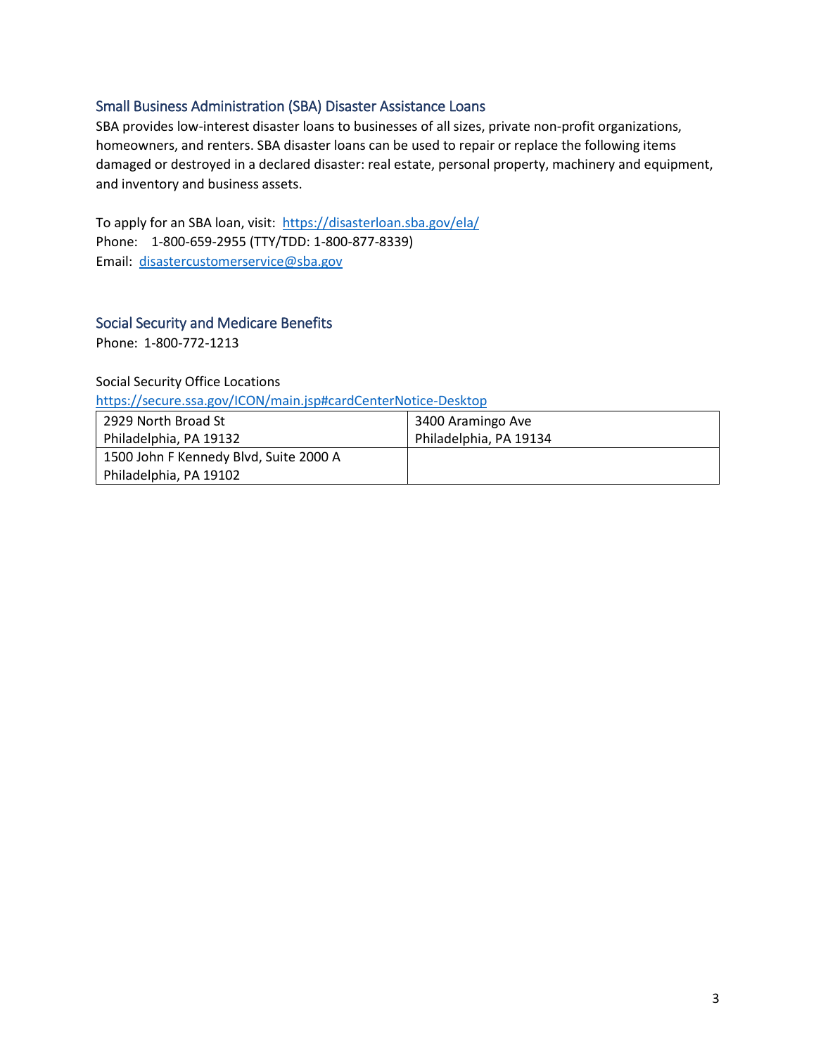## Small Business Administration (SBA) Disaster Assistance Loans

SBA provides low-interest disaster loans to businesses of all sizes, private non-profit organizations, homeowners, and renters. SBA disaster loans can be used to repair or replace the following items damaged or destroyed in a declared disaster: real estate, personal property, machinery and equipment, and inventory and business assets.

To apply for an SBA loan, visit: https://disasterloan.sba.gov/ela/
Phone: 1-800-659-2955 (TTY/TDD: 1-800-877-8339)
Email: disastercustomerservice@sba.gov

## Social Security and Medicare Benefits

Phone: 1-800-772-1213

Social Security Office Locations
https://secure.ssa.gov/ICON/main.jsp#cardCenterNotice-Desktop

| | |
|---|---|
| 2929 North Broad St<br>Philadelphia, PA 19132 | 3400 Aramingo Ave<br>Philadelphia, PA 19134 |
| 1500 John F Kennedy Blvd, Suite 2000 A<br>Philadelphia, PA 19102 | |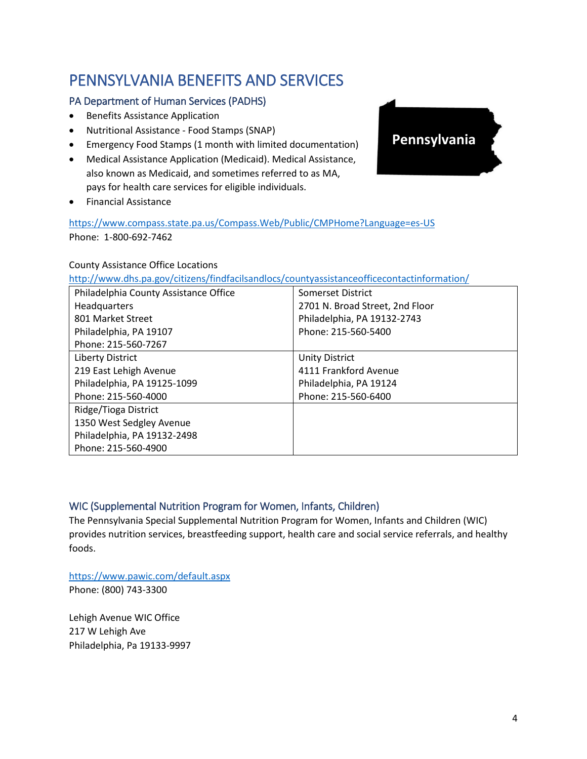# PENNSYLVANIA BENEFITS AND SERVICES

## PA Department of Human Services (PADHS)

- Benefits Assistance Application
- Nutritional Assistance - Food Stamps (SNAP)
- Emergency Food Stamps (1 month with limited documentation)
- Medical Assistance Application (Medicaid). Medical Assistance, also known as Medicaid, and sometimes referred to as MA, pays for health care services for eligible individuals.
- Financial Assistance

https://www.compass.state.pa.us/Compass.Web/Public/CMPHome?Language=es-US
Phone: 1-800-692-7462

County Assistance Office Locations
http://www.dhs.pa.gov/citizens/findfacilsandlocs/countyassistanceofficecontactinformation/

| | |
|---|---|
| Philadelphia County Assistance Office Headquarters<br>801 Market Street<br>Philadelphia, PA 19107<br>Phone: 215-560-7267 | Somerset District<br>2701 N. Broad Street, 2nd Floor<br>Philadelphia, PA 19132-2743<br>Phone: 215-560-5400 |
| Liberty District<br>219 East Lehigh Avenue<br>Philadelphia, PA 19125-1099<br>Phone: 215-560-4000 | Unity District<br>4111 Frankford Avenue<br>Philadelphia, PA 19124<br>Phone: 215-560-6400 |
| Ridge/Tioga District<br>1350 West Sedgley Avenue<br>Philadelphia, PA 19132-2498<br>Phone: 215-560-4900 | |

## WIC (Supplemental Nutrition Program for Women, Infants, Children)

The Pennsylvania Special Supplemental Nutrition Program for Women, Infants and Children (WIC) provides nutrition services, breastfeeding support, health care and social service referrals, and healthy foods.

https://www.pawic.com/default.aspx
Phone: (800) 743-3300

Lehigh Avenue WIC Office
217 W Lehigh Ave
Philadelphia, Pa 19133-9997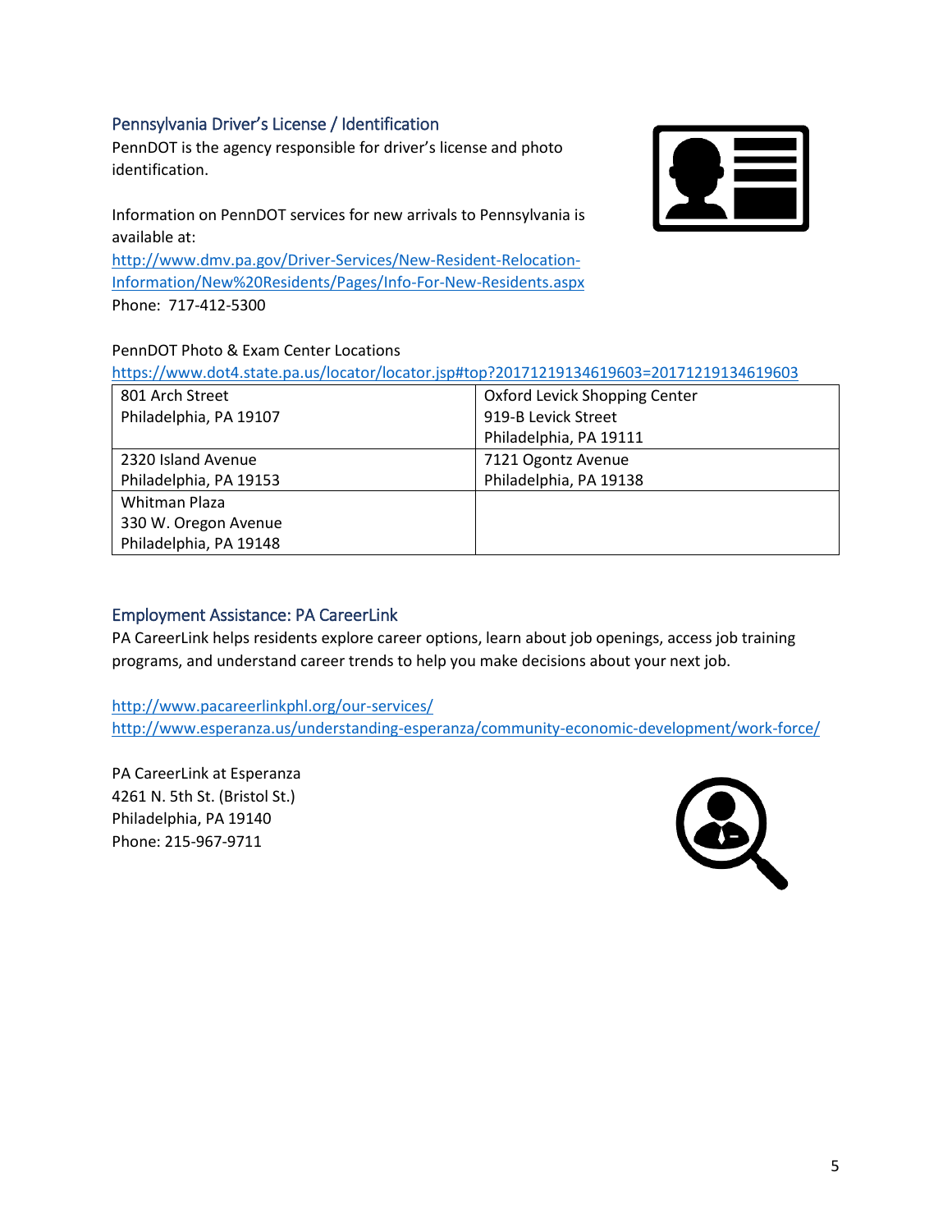## Pennsylvania Driver's License / Identification

PennDOT is the agency responsible for driver's license and photo identification.

Information on PennDOT services for new arrivals to Pennsylvania is available at:
http://www.dmv.pa.gov/Driver-Services/New-Resident-Relocation-Information/New%20Residents/Pages/Info-For-New-Residents.aspx
Phone: 717-412-5300

PennDOT Photo & Exam Center Locations
https://www.dot4.state.pa.us/locator/locator.jsp#top?20171219134619603=20171219134619603

| | |
|---|---|
| 801 Arch Street<br>Philadelphia, PA 19107 | Oxford Levick Shopping Center<br>919-B Levick Street<br>Philadelphia, PA 19111 |
| 2320 Island Avenue<br>Philadelphia, PA 19153 | 7121 Ogontz Avenue<br>Philadelphia, PA 19138 |
| Whitman Plaza<br>330 W. Oregon Avenue<br>Philadelphia, PA 19148 | |

## Employment Assistance: PA CareerLink

PA CareerLink helps residents explore career options, learn about job openings, access job training programs, and understand career trends to help you make decisions about your next job.

http://www.pacareerlinkphl.org/our-services/
http://www.esperanza.us/understanding-esperanza/community-economic-development/work-force/

PA CareerLink at Esperanza
4261 N. 5th St. (Bristol St.)
Philadelphia, PA 19140
Phone: 215-967-9711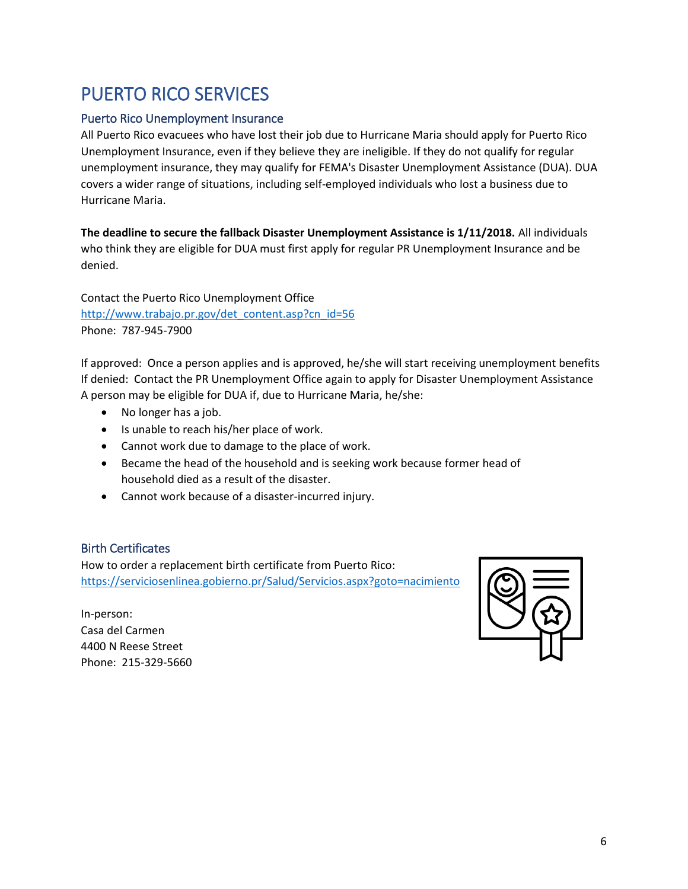# PUERTO RICO SERVICES

## Puerto Rico Unemployment Insurance

All Puerto Rico evacuees who have lost their job due to Hurricane Maria should apply for Puerto Rico Unemployment Insurance, even if they believe they are ineligible. If they do not qualify for regular unemployment insurance, they may qualify for FEMA's Disaster Unemployment Assistance (DUA). DUA covers a wider range of situations, including self-employed individuals who lost a business due to Hurricane Maria.

**The deadline to secure the fallback Disaster Unemployment Assistance is 1/11/2018.** All individuals who think they are eligible for DUA must first apply for regular PR Unemployment Insurance and be denied.

Contact the Puerto Rico Unemployment Office
[http://www.trabajo.pr.gov/det_content.asp?cn_id=56](http://www.trabajo.pr.gov/det_content.asp?cn_id=56)
Phone: 787-945-7900

If approved: Once a person applies and is approved, he/she will start receiving unemployment benefits
If denied: Contact the PR Unemployment Office again to apply for Disaster Unemployment Assistance
A person may be eligible for DUA if, due to Hurricane Maria, he/she:

- No longer has a job.
- Is unable to reach his/her place of work.
- Cannot work due to damage to the place of work.
- Became the head of the household and is seeking work because former head of household died as a result of the disaster.
- Cannot work because of a disaster-incurred injury.

## Birth Certificates

How to order a replacement birth certificate from Puerto Rico:
[https://serviciosenlinea.gobierno.pr/Salud/Servicios.aspx?goto=nacimiento](https://serviciosenlinea.gobierno.pr/Salud/Servicios.aspx?goto=nacimiento)

In-person:
Casa del Carmen
4400 N Reese Street
Phone: 215-329-5660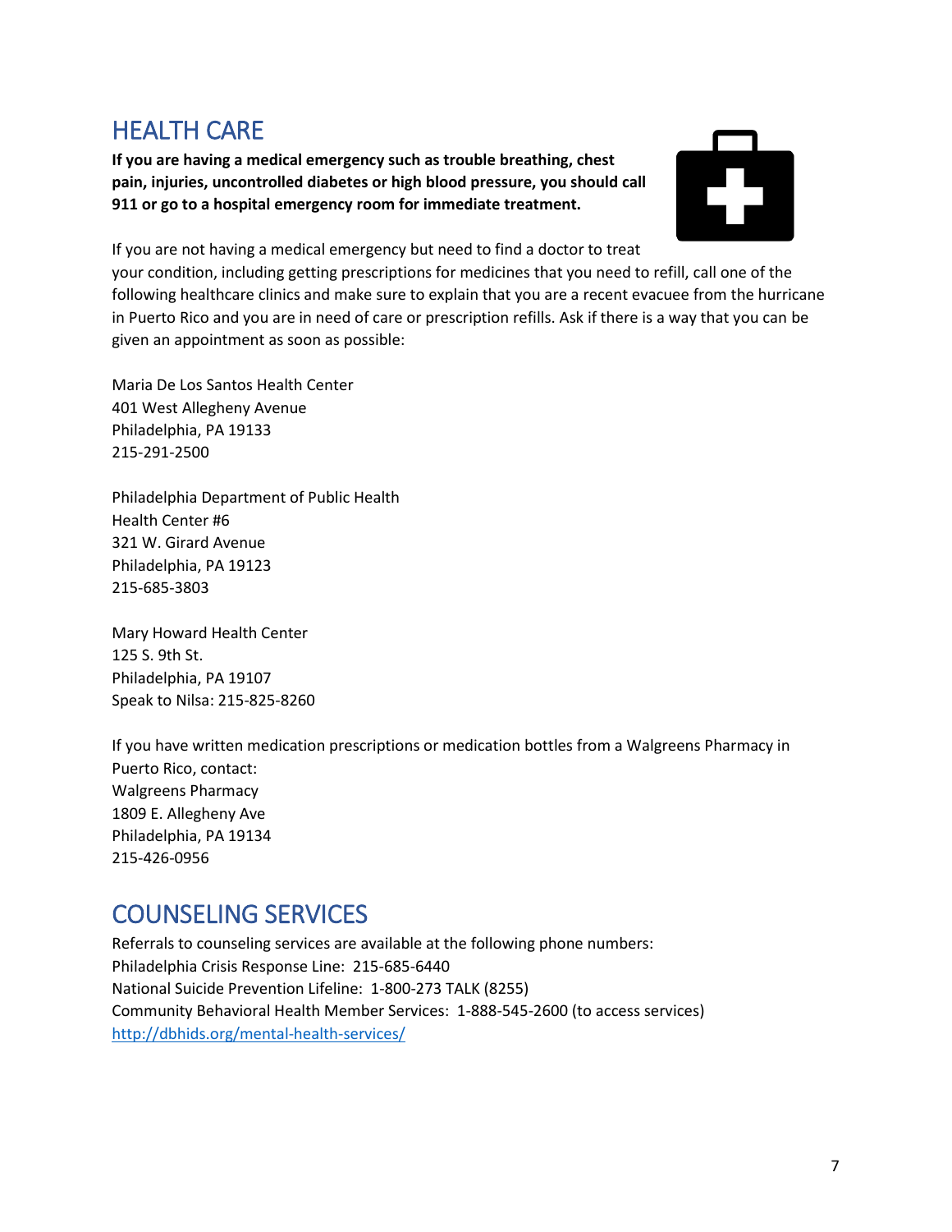## HEALTH CARE

**If you are having a medical emergency such as trouble breathing, chest pain, injuries, uncontrolled diabetes or high blood pressure, you should call 911 or go to a hospital emergency room for immediate treatment.**

If you are not having a medical emergency but need to find a doctor to treat your condition, including getting prescriptions for medicines that you need to refill, call one of the following healthcare clinics and make sure to explain that you are a recent evacuee from the hurricane in Puerto Rico and you are in need of care or prescription refills. Ask if there is a way that you can be given an appointment as soon as possible:

Maria De Los Santos Health Center
401 West Allegheny Avenue
Philadelphia, PA 19133
215-291-2500

Philadelphia Department of Public Health
Health Center #6
321 W. Girard Avenue
Philadelphia, PA 19123
215-685-3803

Mary Howard Health Center
125 S. 9th St.
Philadelphia, PA 19107
Speak to Nilsa: 215-825-8260

If you have written medication prescriptions or medication bottles from a Walgreens Pharmacy in Puerto Rico, contact:
Walgreens Pharmacy
1809 E. Allegheny Ave
Philadelphia, PA 19134
215-426-0956

## COUNSELING SERVICES

Referrals to counseling services are available at the following phone numbers:
Philadelphia Crisis Response Line: 215-685-6440
National Suicide Prevention Lifeline: 1-800-273 TALK (8255)
Community Behavioral Health Member Services: 1-888-545-2600 (to access services)
http://dbhids.org/mental-health-services/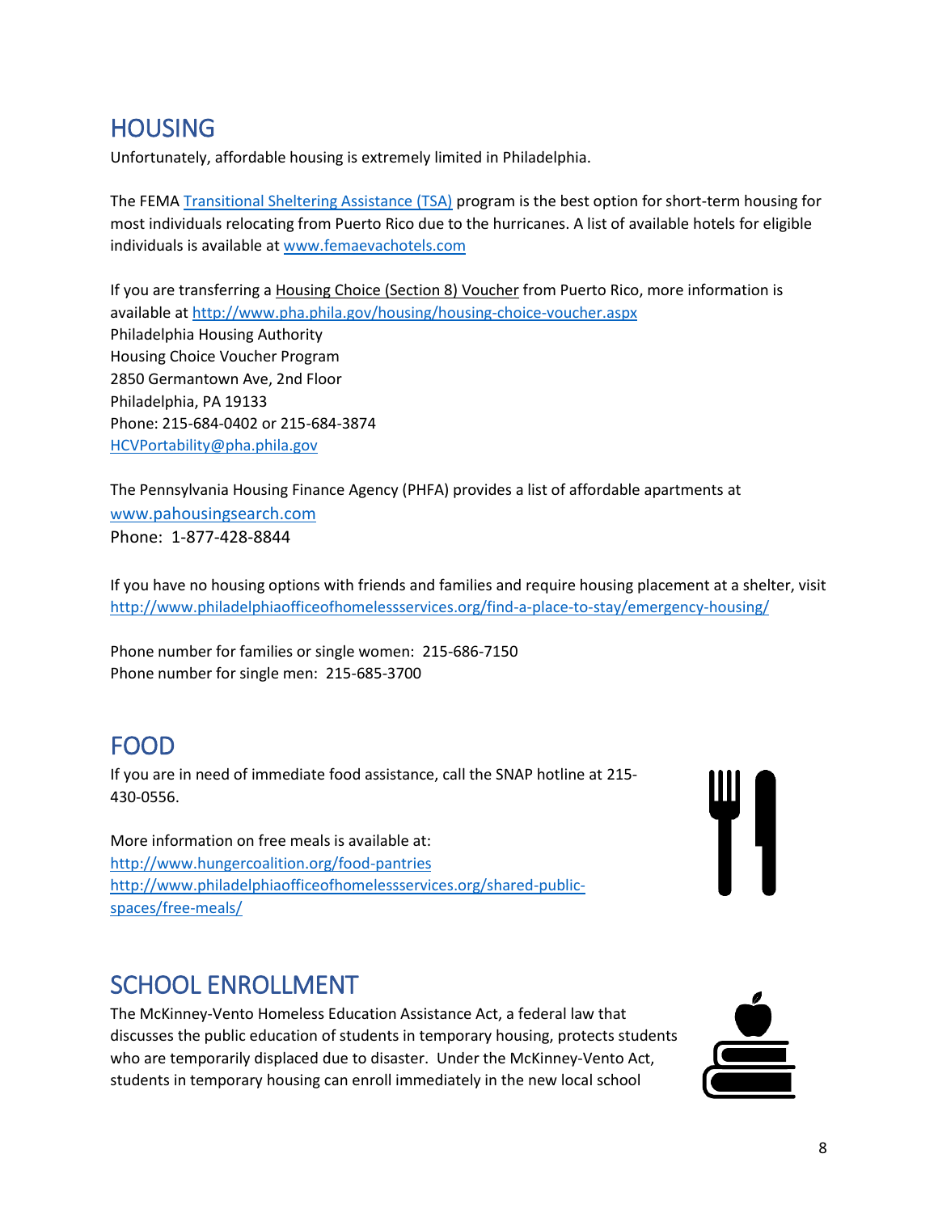## HOUSING

Unfortunately, affordable housing is extremely limited in Philadelphia.

The FEMA Transitional Sheltering Assistance (TSA) program is the best option for short-term housing for most individuals relocating from Puerto Rico due to the hurricanes. A list of available hotels for eligible individuals is available at www.femaevachotels.com

If you are transferring a Housing Choice (Section 8) Voucher from Puerto Rico, more information is available at http://www.pha.phila.gov/housing/housing-choice-voucher.aspx
Philadelphia Housing Authority
Housing Choice Voucher Program
2850 Germantown Ave, 2nd Floor
Philadelphia, PA 19133
Phone: 215-684-0402 or 215-684-3874
HCVPortability@pha.phila.gov

The Pennsylvania Housing Finance Agency (PHFA) provides a list of affordable apartments at www.pahousingsearch.com
Phone: 1-877-428-8844

If you have no housing options with friends and families and require housing placement at a shelter, visit http://www.philadelphiaofficeofhomelessservices.org/find-a-place-to-stay/emergency-housing/

Phone number for families or single women: 215-686-7150
Phone number for single men: 215-685-3700

## FOOD

If you are in need of immediate food assistance, call the SNAP hotline at 215-430-0556.

More information on free meals is available at:
http://www.hungercoalition.org/food-pantries
http://www.philadelphiaofficeofhomelessservices.org/shared-public-spaces/free-meals/

## SCHOOL ENROLLMENT

The McKinney-Vento Homeless Education Assistance Act, a federal law that discusses the public education of students in temporary housing, protects students who are temporarily displaced due to disaster. Under the McKinney-Vento Act, students in temporary housing can enroll immediately in the new local school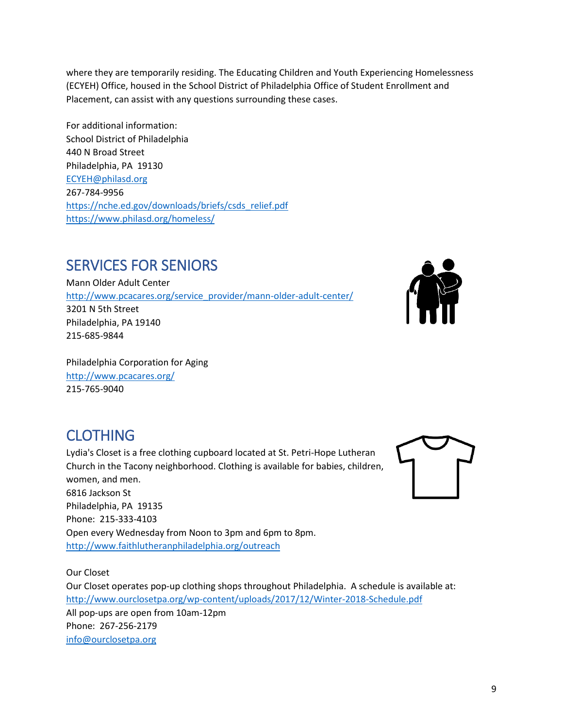where they are temporarily residing. The Educating Children and Youth Experiencing Homelessness (ECYEH) Office, housed in the School District of Philadelphia Office of Student Enrollment and Placement, can assist with any questions surrounding these cases.

For additional information:
School District of Philadelphia
440 N Broad Street
Philadelphia, PA 19130
ECYEH@philasd.org
267-784-9956
https://nche.ed.gov/downloads/briefs/csds_relief.pdf
https://www.philasd.org/homeless/

## SERVICES FOR SENIORS

Mann Older Adult Center
http://www.pcacares.org/service_provider/mann-older-adult-center/
3201 N 5th Street
Philadelphia, PA 19140
215-685-9844

Philadelphia Corporation for Aging
http://www.pcacares.org/
215-765-9040

## CLOTHING

Lydia's Closet is a free clothing cupboard located at St. Petri-Hope Lutheran Church in the Tacony neighborhood. Clothing is available for babies, children, women, and men.
6816 Jackson St
Philadelphia, PA 19135
Phone: 215-333-4103
Open every Wednesday from Noon to 3pm and 6pm to 8pm.
http://www.faithlutheranphiladelphia.org/outreach

Our Closet
Our Closet operates pop-up clothing shops throughout Philadelphia. A schedule is available at:
http://www.ourclosetpa.org/wp-content/uploads/2017/12/Winter-2018-Schedule.pdf
All pop-ups are open from 10am-12pm
Phone: 267-256-2179
info@ourclosetpa.org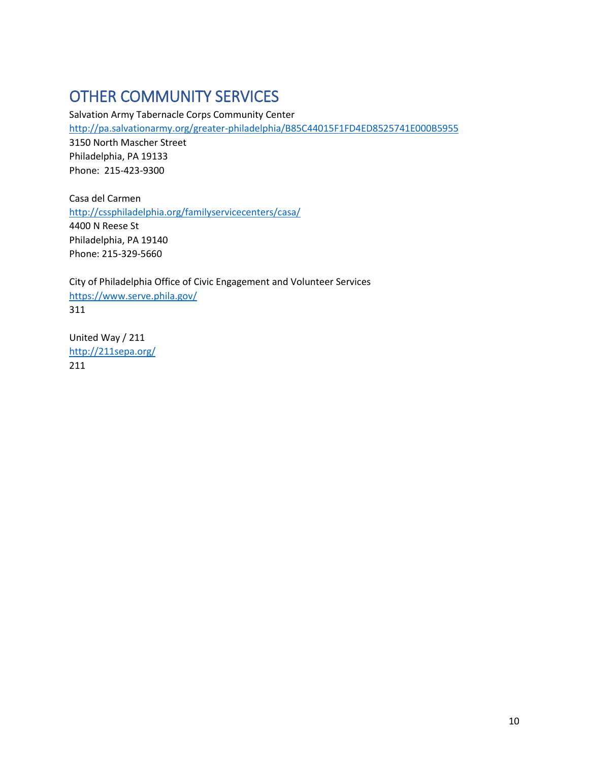# OTHER COMMUNITY SERVICES

Salvation Army Tabernacle Corps Community Center
http://pa.salvationarmy.org/greater-philadelphia/B85C44015F1FD4ED8525741E000B5955
3150 North Mascher Street
Philadelphia, PA 19133
Phone: 215-423-9300

Casa del Carmen
http://cssphiladelphia.org/familyservicecenters/casa/
4400 N Reese St
Philadelphia, PA 19140
Phone: 215-329-5660

City of Philadelphia Office of Civic Engagement and Volunteer Services
https://www.serve.phila.gov/
311

United Way / 211
http://211sepa.org/
211